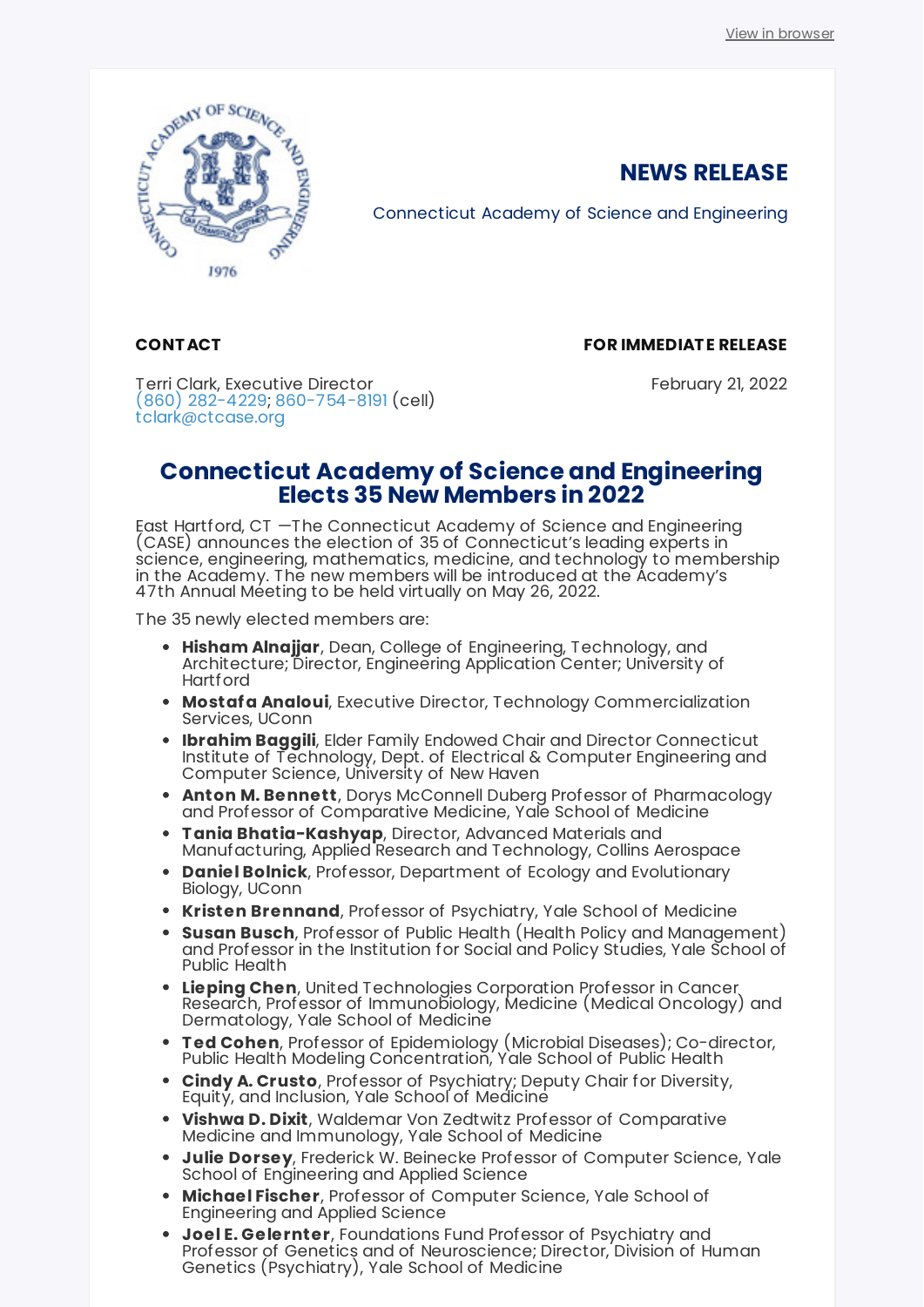View in browser

# NEWS RELEASE

Connecticut Academy of Science and Engineering

**CONTACT**

Terri Clark, Executive Director
(860) 282-4229; 860-754-8191 (cell)
tclark@ctcase.org

**FOR IMMEDIATE RELEASE**

February 21, 2022

## Connecticut Academy of Science and Engineering Elects 35 New Members in 2022

East Hartford, CT —The Connecticut Academy of Science and Engineering (CASE) announces the election of 35 of Connecticut's leading experts in science, engineering, mathematics, medicine, and technology to membership in the Academy. The new members will be introduced at the Academy's 47th Annual Meeting to be held virtually on May 26, 2022.

The 35 newly elected members are:

- **Hisham Alnajjar**, Dean, College of Engineering, Technology, and Architecture; Director, Engineering Application Center; University of Hartford
- **Mostafa Analoui**, Executive Director, Technology Commercialization Services, UConn
- **Ibrahim Baggili**, Elder Family Endowed Chair and Director Connecticut Institute of Technology, Dept. of Electrical & Computer Engineering and Computer Science, University of New Haven
- **Anton M. Bennett**, Dorys McConnell Duberg Professor of Pharmacology and Professor of Comparative Medicine, Yale School of Medicine
- **Tania Bhatia-Kashyap**, Director, Advanced Materials and Manufacturing, Applied Research and Technology, Collins Aerospace
- **Daniel Bolnick**, Professor, Department of Ecology and Evolutionary Biology, UConn
- **Kristen Brennand**, Professor of Psychiatry, Yale School of Medicine
- **Susan Busch**, Professor of Public Health (Health Policy and Management) and Professor in the Institution for Social and Policy Studies, Yale School of Public Health
- **Lieping Chen**, United Technologies Corporation Professor in Cancer Research, Professor of Immunobiology, Medicine (Medical Oncology) and Dermatology, Yale School of Medicine
- **Ted Cohen**, Professor of Epidemiology (Microbial Diseases); Co-director, Public Health Modeling Concentration, Yale School of Public Health
- **Cindy A. Crusto**, Professor of Psychiatry; Deputy Chair for Diversity, Equity, and Inclusion, Yale School of Medicine
- **Vishwa D. Dixit**, Waldemar Von Zedtwitz Professor of Comparative Medicine and Immunology, Yale School of Medicine
- **Julie Dorsey**, Frederick W. Beinecke Professor of Computer Science, Yale School of Engineering and Applied Science
- **Michael Fischer**, Professor of Computer Science, Yale School of Engineering and Applied Science
- **Joel E. Gelernter**, Foundations Fund Professor of Psychiatry and Professor of Genetics and of Neuroscience; Director, Division of Human Genetics (Psychiatry), Yale School of Medicine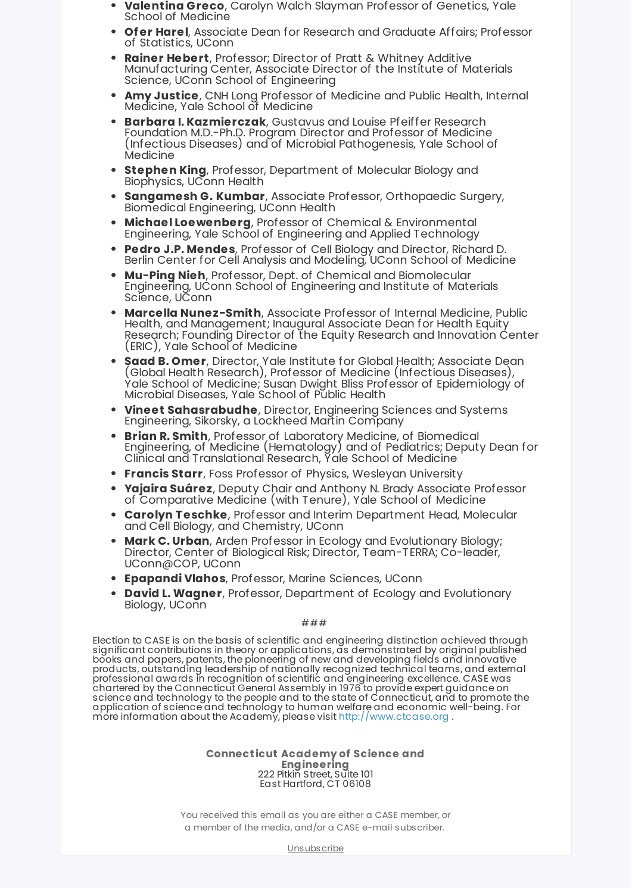- **Valentina Greco**, Carolyn Walch Slayman Professor of Genetics, Yale School of Medicine
- **Ofer Harel**, Associate Dean for Research and Graduate Affairs; Professor of Statistics, UConn
- **Rainer Hebert**, Professor; Director of Pratt & Whitney Additive Manufacturing Center, Associate Director of the Institute of Materials Science, UConn School of Engineering
- **Amy Justice**, CNH Long Professor of Medicine and Public Health, Internal Medicine, Yale School of Medicine
- **Barbara I. Kazmierczak**, Gustavus and Louise Pfeiffer Research Foundation M.D.-Ph.D. Program Director and Professor of Medicine (Infectious Diseases) and of Microbial Pathogenesis, Yale School of Medicine
- **Stephen King**, Professor, Department of Molecular Biology and Biophysics, UConn Health
- **Sangamesh G. Kumbar**, Associate Professor, Orthopaedic Surgery, Biomedical Engineering, UConn Health
- **Michael Loewenberg**, Professor of Chemical & Environmental Engineering, Yale School of Engineering and Applied Technology
- **Pedro J.P. Mendes**, Professor of Cell Biology and Director, Richard D. Berlin Center for Cell Analysis and Modeling, UConn School of Medicine
- **Mu-Ping Nieh**, Professor, Dept. of Chemical and Biomolecular Engineering, UConn School of Engineering and Institute of Materials Science, UConn
- **Marcella Nunez-Smith**, Associate Professor of Internal Medicine, Public Health, and Management; Inaugural Associate Dean for Health Equity Research; Founding Director of the Equity Research and Innovation Center (ERIC), Yale School of Medicine
- **Saad B. Omer**, Director, Yale Institute for Global Health; Associate Dean (Global Health Research), Professor of Medicine (Infectious Diseases), Yale School of Medicine; Susan Dwight Bliss Professor of Epidemiology of Microbial Diseases, Yale School of Public Health
- **Vineet Sahasrabudhe**, Director, Engineering Sciences and Systems Engineering, Sikorsky, a Lockheed Martin Company
- **Brian R. Smith**, Professor of Laboratory Medicine, of Biomedical Engineering, of Medicine (Hematology) and of Pediatrics; Deputy Dean for Clinical and Translational Research, Yale School of Medicine
- **Francis Starr**, Foss Professor of Physics, Wesleyan University
- **Yajaira Suárez**, Deputy Chair and Anthony N. Brady Associate Professor of Comparative Medicine (with Tenure), Yale School of Medicine
- **Carolyn Teschke**, Professor and Interim Department Head, Molecular and Cell Biology, and Chemistry, UConn
- **Mark C. Urban**, Arden Professor in Ecology and Evolutionary Biology; Director, Center of Biological Risk; Director, Team-TERRA; Co-leader, UConn@COP, UConn
- **Epapandi Vlahos**, Professor, Marine Sciences, UConn
- **David L. Wagner**, Professor, Department of Ecology and Evolutionary Biology, UConn

###

Election to CASE is on the basis of scientific and engineering distinction achieved through significant contributions in theory or applications, as demonstrated by original published books and papers, patents, the pioneering of new and developing fields and innovative products, outstanding leadership of nationally recognized technical teams, and external professional awards in recognition of scientific and engineering excellence. CASE was chartered by the Connecticut General Assembly in 1976 to provide expert guidance on science and technology to the people and to the state of Connecticut, and to promote the application of science and technology to human welfare and economic well-being. For more information about the Academy, please visit http://www.ctcase.org .

**Connecticut Academy of Science and Engineering**
222 Pitkin Street, Suite 101
East Hartford, CT 06108

You received this email as you are either a CASE member, or a member of the media, and/or a CASE e-mail subscriber.

Unsubscribe